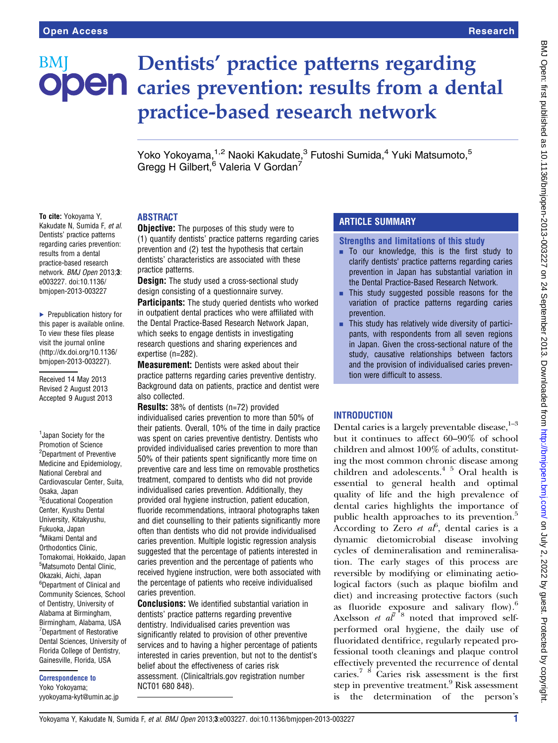# Dentists' practice patterns regarding caries prevention: results from a dental practice-based research network

Yoko Yokoyama,[1,2] Naoki Kakudate,[3] Futoshi Sumida,[4] Yuki Matsumoto,[5] Gregg H Gilbert,[6] Valeria V Gordan[7]

**To cite:** Yokoyama Y, Kakudate N, Sumida F, *et al.* Dentists' practice patterns regarding caries prevention: results from a dental practice-based research network. *BMJ Open* 2013;**3**: e003227. doi:10.1136/bmjopen-2013-003227

▸ Prepublication history for this paper is available online. To view these files please visit the journal online (http://dx.doi.org/10.1136/bmjopen-2013-003227).

Received 14 May 2013
Revised 2 August 2013
Accepted 9 August 2013

[1]Japan Society for the Promotion of Science
[2]Department of Preventive Medicine and Epidemiology, National Cerebral and Cardiovascular Center, Suita, Osaka, Japan
[3]Educational Cooperation Center, Kyushu Dental University, Kitakyushu, Fukuoka, Japan
[4]Mikami Dental and Orthodontics Clinic, Tomakomai, Hokkaido, Japan
[5]Matsumoto Dental Clinic, Okazaki, Aichi, Japan
[6]Department of Clinical and Community Sciences, School of Dentistry, University of Alabama at Birmingham, Birmingham, Alabama, USA
[7]Department of Restorative Dental Sciences, University of Florida College of Dentistry, Gainesville, Florida, USA

**Correspondence to**
Yoko Yokoyama;
yyokoyama-kyt@umin.ac.jp

## ABSTRACT

**Objective:** The purposes of this study were to (1) quantify dentists' practice patterns regarding caries prevention and (2) test the hypothesis that certain dentists' characteristics are associated with these practice patterns.

**Design:** The study used a cross-sectional study design consisting of a questionnaire survey.

**Participants:** The study queried dentists who worked in outpatient dental practices who were affiliated with the Dental Practice-Based Research Network Japan, which seeks to engage dentists in investigating research questions and sharing experiences and expertise (n=282).

**Measurement:** Dentists were asked about their practice patterns regarding caries preventive dentistry. Background data on patients, practice and dentist were also collected.

**Results:** 38% of dentists (n=72) provided individualised caries prevention to more than 50% of their patients. Overall, 10% of the time in daily practice was spent on caries preventive dentistry. Dentists who provided individualised caries prevention to more than 50% of their patients spent significantly more time on preventive care and less time on removable prosthetics treatment, compared to dentists who did not provide individualised caries prevention. Additionally, they provided oral hygiene instruction, patient education, fluoride recommendations, intraoral photographs taken and diet counselling to their patients significantly more often than dentists who did not provide individualised caries prevention. Multiple logistic regression analysis suggested that the percentage of patients interested in caries prevention and the percentage of patients who received hygiene instruction, were both associated with the percentage of patients who receive individualised caries prevention.

**Conclusions:** We identified substantial variation in dentists' practice patterns regarding preventive dentistry. Individualised caries prevention was significantly related to provision of other preventive services and to having a higher percentage of patients interested in caries prevention, but not to the dentist's belief about the effectiveness of caries risk assessment. (Clinicaltrials.gov registration number NCT01 680 848).

## ARTICLE SUMMARY

### Strengths and limitations of this study

- To our knowledge, this is the first study to clarify dentists' practice patterns regarding caries prevention in Japan has substantial variation in the Dental Practice-Based Research Network.
- This study suggested possible reasons for the variation of practice patterns regarding caries prevention.
- This study has relatively wide diversity of participants, with respondents from all seven regions in Japan. Given the cross-sectional nature of the study, causative relationships between factors and the provision of individualised caries prevention were difficult to assess.

## INTRODUCTION

Dental caries is a largely preventable disease,[1–3] but it continues to affect 60–90% of school children and almost 100% of adults, constituting the most common chronic disease among children and adolescents.[4 5] Oral health is essential to general health and optimal quality of life and the high prevalence of dental caries highlights the importance of public health approaches to its prevention.[5] According to Zero *et al*[6], dental caries is a dynamic dietomicrobial disease involving cycles of demineralisation and remineralisation. The early stages of this process are reversible by modifying or eliminating aetiological factors (such as plaque biofilm and diet) and increasing protective factors (such as fluoride exposure and salivary flow).[6] Axelsson *et al*[7 8] noted that improved self-performed oral hygiene, the daily use of fluoridated dentifrice, regularly repeated professional tooth cleanings and plaque control effectively prevented the recurrence of dental caries.[7 8] Caries risk assessment is the first step in preventive treatment.[9] Risk assessment is the determination of the person's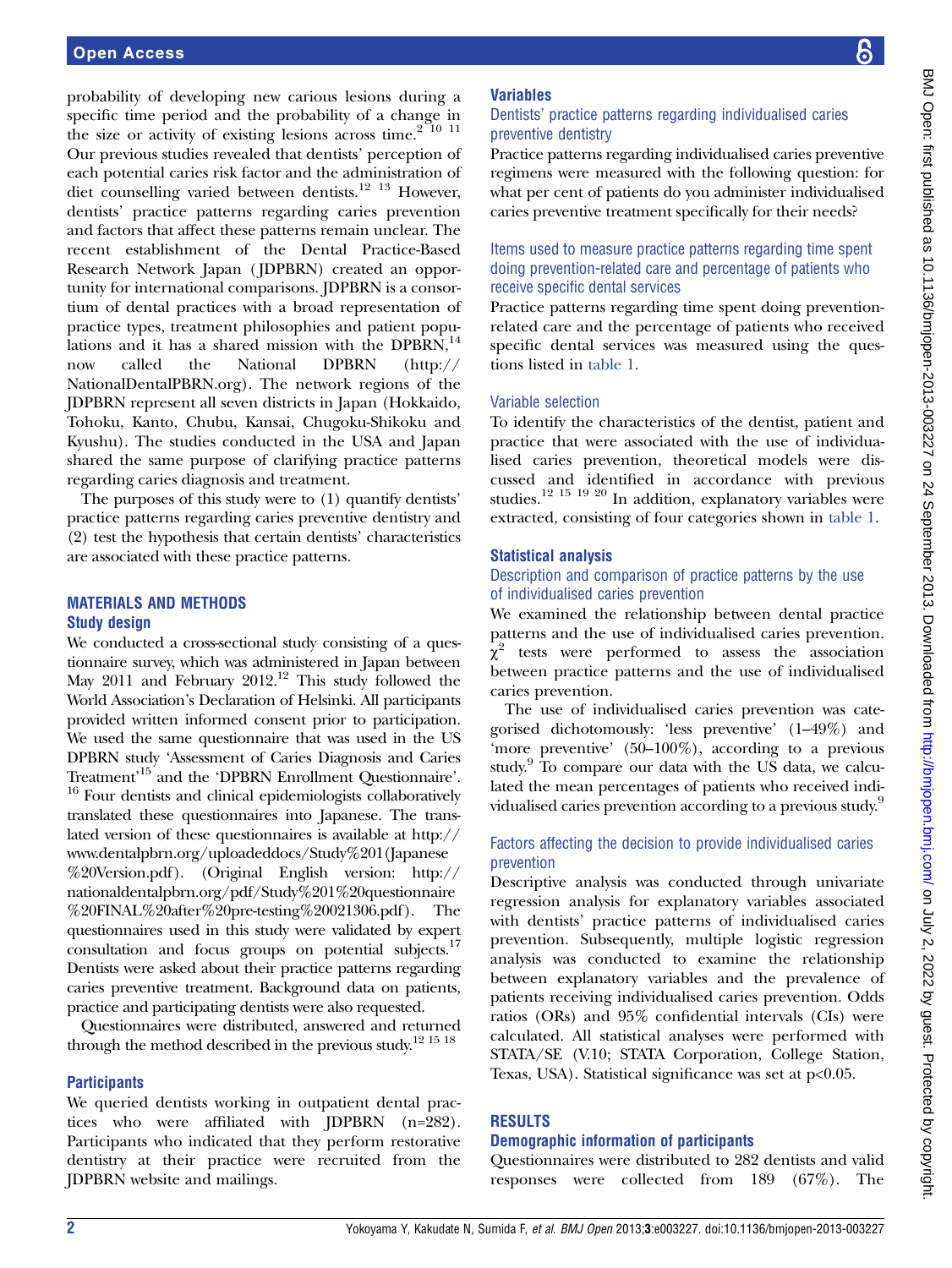probability of developing new carious lesions during a specific time period and the probability of a change in the size or activity of existing lesions across time.[2 10 11] Our previous studies revealed that dentists' perception of each potential caries risk factor and the administration of diet counselling varied between dentists.[12 13] However, dentists' practice patterns regarding caries prevention and factors that affect these patterns remain unclear. The recent establishment of the Dental Practice-Based Research Network Japan (JDPBRN) created an opportunity for international comparisons. JDPBRN is a consortium of dental practices with a broad representation of practice types, treatment philosophies and patient populations and it has a shared mission with the DPBRN,[14] now called the National DPBRN (http://NationalDentalPBRN.org). The network regions of the JDPBRN represent all seven districts in Japan (Hokkaido, Tohoku, Kanto, Chubu, Kansai, Chugoku-Shikoku and Kyushu). The studies conducted in the USA and Japan shared the same purpose of clarifying practice patterns regarding caries diagnosis and treatment.

The purposes of this study were to (1) quantify dentists' practice patterns regarding caries preventive dentistry and (2) test the hypothesis that certain dentists' characteristics are associated with these practice patterns.

## MATERIALS AND METHODS

### Study design

We conducted a cross-sectional study consisting of a questionnaire survey, which was administered in Japan between May 2011 and February 2012.[12] This study followed the World Association's Declaration of Helsinki. All participants provided written informed consent prior to participation. We used the same questionnaire that was used in the US DPBRN study 'Assessment of Caries Diagnosis and Caries Treatment'[15] and the 'DPBRN Enrollment Questionnaire'.[16] Four dentists and clinical epidemiologists collaboratively translated these questionnaires into Japanese. The translated version of these questionnaires is available at http://www.dentalpbrn.org/uploadeddocs/Study%201(Japanese%20Version.pdf). (Original English version: http://nationaldentalpbrn.org/pdf/Study%201%20questionnaire%20FINAL%20after%20pre-testing%20021306.pdf). The questionnaires used in this study were validated by expert consultation and focus groups on potential subjects.[17] Dentists were asked about their practice patterns regarding caries preventive treatment. Background data on patients, practice and participating dentists were also requested.

Questionnaires were distributed, answered and returned through the method described in the previous study.[12 15 18]

### Participants

We queried dentists working in outpatient dental practices who were affiliated with JDPBRN (n=282). Participants who indicated that they perform restorative dentistry at their practice were recruited from the JDPBRN website and mailings.

### Variables

#### Dentists' practice patterns regarding individualised caries preventive dentistry

Practice patterns regarding individualised caries preventive regimens were measured with the following question: for what per cent of patients do you administer individualised caries preventive treatment specifically for their needs?

#### Items used to measure practice patterns regarding time spent doing prevention-related care and percentage of patients who receive specific dental services

Practice patterns regarding time spent doing prevention-related care and the percentage of patients who received specific dental services was measured using the questions listed in table 1.

#### Variable selection

To identify the characteristics of the dentist, patient and practice that were associated with the use of individualised caries prevention, theoretical models were discussed and identified in accordance with previous studies.[12 15 19 20] In addition, explanatory variables were extracted, consisting of four categories shown in table 1.

### Statistical analysis

#### Description and comparison of practice patterns by the use of individualised caries prevention

We examined the relationship between dental practice patterns and the use of individualised caries prevention. $\chi^2$ tests were performed to assess the association between practice patterns and the use of individualised caries prevention.

The use of individualised caries prevention was categorised dichotomously: 'less preventive' (1–49%) and 'more preventive' (50–100%), according to a previous study.[9] To compare our data with the US data, we calculated the mean percentages of patients who received individualised caries prevention according to a previous study.[9]

#### Factors affecting the decision to provide individualised caries prevention

Descriptive analysis was conducted through univariate regression analysis for explanatory variables associated with dentists' practice patterns of individualised caries prevention. Subsequently, multiple logistic regression analysis was conducted to examine the relationship between explanatory variables and the prevalence of patients receiving individualised caries prevention. Odds ratios (ORs) and 95% confidential intervals (CIs) were calculated. All statistical analyses were performed with STATA/SE (V.10; STATA Corporation, College Station, Texas, USA). Statistical significance was set at $p<0.05$.

## RESULTS

### Demographic information of participants

Questionnaires were distributed to 282 dentists and valid responses were collected from 189 (67%). The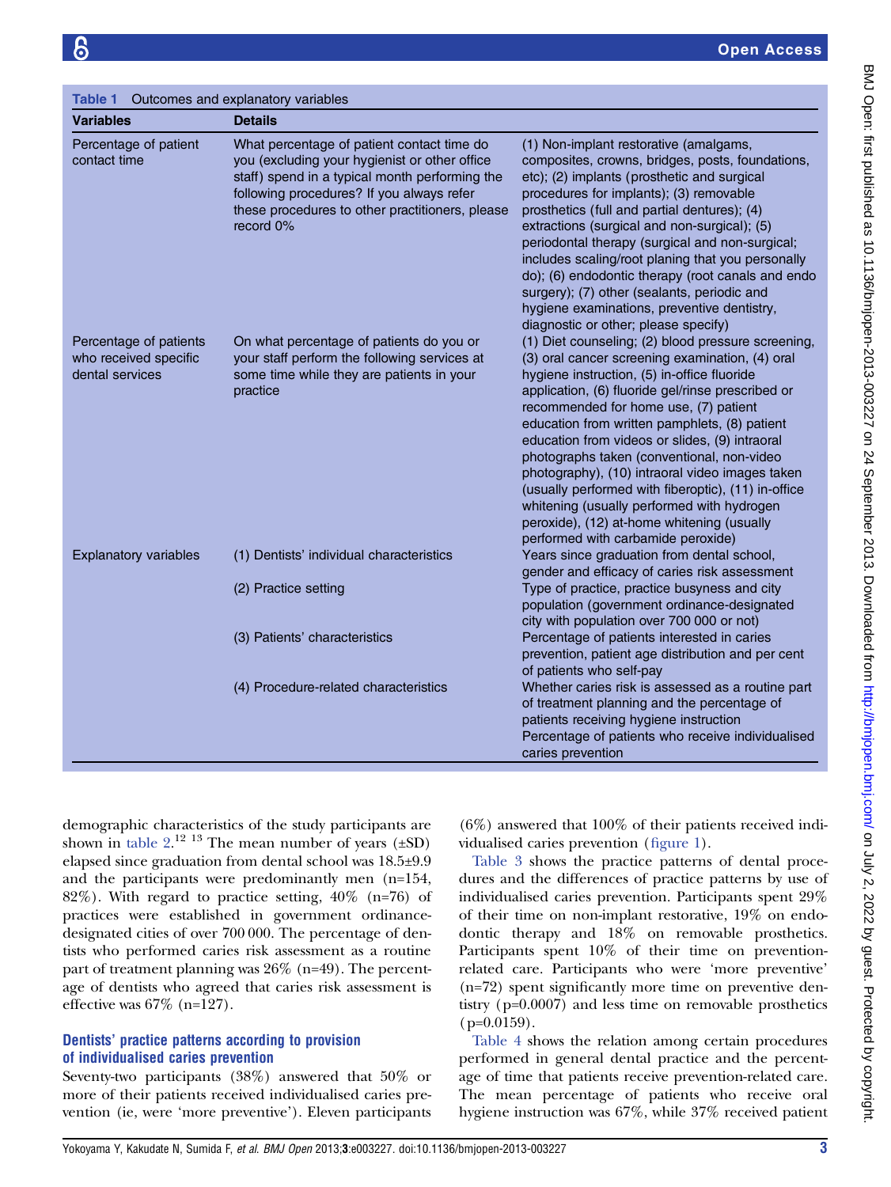**Table 1** Outcomes and explanatory variables

| Variables | Details | |
|---|---|---|
| Percentage of patient contact time | What percentage of patient contact time do you (excluding your hygienist or other office staff) spend in a typical month performing the following procedures? If you always refer these procedures to other practitioners, please record 0% | (1) Non-implant restorative (amalgams, composites, crowns, bridges, posts, foundations, etc); (2) implants (prosthetic and surgical procedures for implants); (3) removable prosthetics (full and partial dentures); (4) extractions (surgical and non-surgical); (5) periodontal therapy (surgical and non-surgical; includes scaling/root planing that you personally do); (6) endodontic therapy (root canals and endo surgery); (7) other (sealants, periodic and hygiene examinations, preventive dentistry, diagnostic or other; please specify) |
| Percentage of patients who received specific dental services | On what percentage of patients do you or your staff perform the following services at some time while they are patients in your practice | (1) Diet counseling; (2) blood pressure screening, (3) oral cancer screening examination, (4) oral hygiene instruction, (5) in-office fluoride application, (6) fluoride gel/rinse prescribed or recommended for home use, (7) patient education from written pamphlets, (8) patient education from videos or slides, (9) intraoral photographs taken (conventional, non-video photography), (10) intraoral video images taken (usually performed with fiberoptic), (11) in-office whitening (usually performed with hydrogen peroxide), (12) at-home whitening (usually performed with carbamide peroxide) |
| Explanatory variables | (1) Dentists' individual characteristics | Years since graduation from dental school, gender and efficacy of caries risk assessment |
| | (2) Practice setting | Type of practice, practice busyness and city population (government ordinance-designated city with population over 700 000 or not) |
| | (3) Patients' characteristics | Percentage of patients interested in caries prevention, patient age distribution and per cent of patients who self-pay |
| | (4) Procedure-related characteristics | Whether caries risk is assessed as a routine part of treatment planning and the percentage of patients receiving hygiene instruction<br>Percentage of patients who receive individualised caries prevention |

demographic characteristics of the study participants are shown in table 2.[12 13] The mean number of years (±SD) elapsed since graduation from dental school was 18.5±9.9 and the participants were predominantly men (n=154, 82%). With regard to practice setting, 40% (n=76) of practices were established in government ordinance-designated cities of over 700 000. The percentage of dentists who performed caries risk assessment as a routine part of treatment planning was 26% (n=49). The percentage of dentists who agreed that caries risk assessment is effective was 67% (n=127).

### Dentists' practice patterns according to provision of individualised caries prevention

Seventy-two participants (38%) answered that 50% or more of their patients received individualised caries prevention (ie, were 'more preventive'). Eleven participants (6%) answered that 100% of their patients received individualised caries prevention (figure 1).

Table 3 shows the practice patterns of dental procedures and the differences of practice patterns by use of individualised caries prevention. Participants spent 29% of their time on non-implant restorative, 19% on endodontic therapy and 18% on removable prosthetics. Participants spent 10% of their time on prevention-related care. Participants who were 'more preventive' (n=72) spent significantly more time on preventive dentistry (p=0.0007) and less time on removable prosthetics (p=0.0159).

Table 4 shows the relation among certain procedures performed in general dental practice and the percentage of time that patients receive prevention-related care. The mean percentage of patients who receive oral hygiene instruction was 67%, while 37% received patient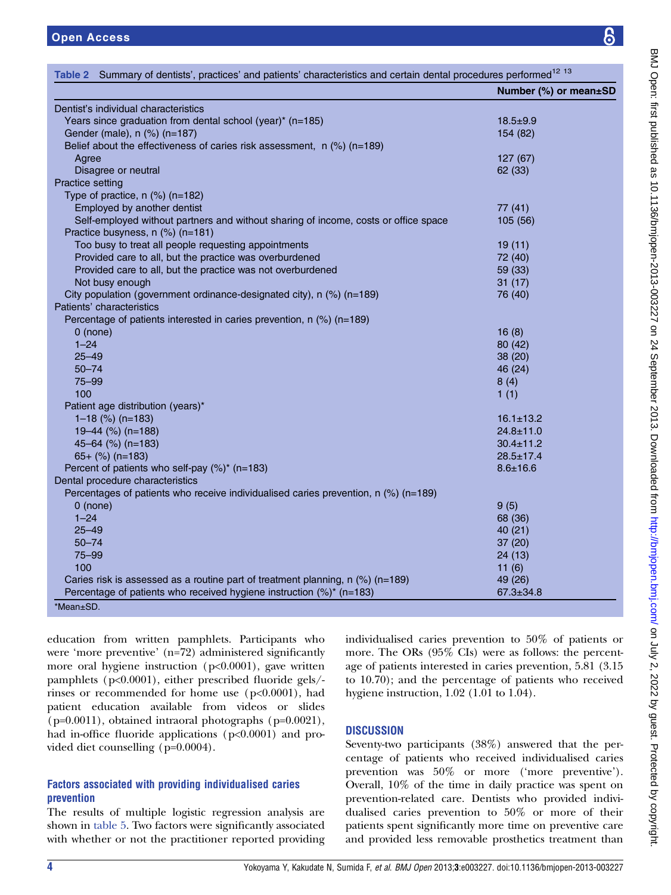**Table 2** Summary of dentists', practices' and patients' characteristics and certain dental procedures performed[12 13]

| | Number (%) or mean±SD |
|---|---|
| Dentist's individual characteristics | |
| Years since graduation from dental school (year)* (n=185) | 18.5±9.9 |
| Gender (male), n (%) (n=187) | 154 (82) |
| Belief about the effectiveness of caries risk assessment, n (%) (n=189) | |
| Agree | 127 (67) |
| Disagree or neutral | 62 (33) |
| Practice setting | |
| Type of practice, n (%) (n=182) | |
| Employed by another dentist | 77 (41) |
| Self-employed without partners and without sharing of income, costs or office space | 105 (56) |
| Practice busyness, n (%) (n=181) | |
| Too busy to treat all people requesting appointments | 19 (11) |
| Provided care to all, but the practice was overburdened | 72 (40) |
| Provided care to all, but the practice was not overburdened | 59 (33) |
| Not busy enough | 31 (17) |
| City population (government ordinance-designated city), n (%) (n=189) | 76 (40) |
| Patients' characteristics | |
| Percentage of patients interested in caries prevention, n (%) (n=189) | |
| 0 (none) | 16 (8) |
| 1–24 | 80 (42) |
| 25–49 | 38 (20) |
| 50–74 | 46 (24) |
| 75–99 | 8 (4) |
| 100 | 1 (1) |
| Patient age distribution (years)* | |
| 1–18 (%) (n=183) | 16.1±13.2 |
| 19–44 (%) (n=188) | 24.8±11.0 |
| 45–64 (%) (n=183) | 30.4±11.2 |
| 65+ (%) (n=183) | 28.5±17.4 |
| Percent of patients who self-pay (%)* (n=183) | 8.6±16.6 |
| Dental procedure characteristics | |
| Percentages of patients who receive individualised caries prevention, n (%) (n=189) | |
| 0 (none) | 9 (5) |
| 1–24 | 68 (36) |
| 25–49 | 40 (21) |
| 50–74 | 37 (20) |
| 75–99 | 24 (13) |
| 100 | 11 (6) |
| Caries risk is assessed as a routine part of treatment planning, n (%) (n=189) | 49 (26) |
| Percentage of patients who received hygiene instruction (%)* (n=183) | 67.3±34.8 |

*Mean±SD.

education from written pamphlets. Participants who were 'more preventive' (n=72) administered significantly more oral hygiene instruction (p<0.0001), gave written pamphlets (p<0.0001), either prescribed fluoride gels/-rinses or recommended for home use (p<0.0001), had patient education available from videos or slides (p=0.0011), obtained intraoral photographs (p=0.0021), had in-office fluoride applications (p<0.0001) and provided diet counselling (p=0.0004).

### Factors associated with providing individualised caries prevention

The results of multiple logistic regression analysis are shown in table 5. Two factors were significantly associated with whether or not the practitioner reported providing individualised caries prevention to 50% of patients or more. The ORs (95% CIs) were as follows: the percentage of patients interested in caries prevention, 5.81 (3.15 to 10.70); and the percentage of patients who received hygiene instruction, 1.02 (1.01 to 1.04).

## DISCUSSION

Seventy-two participants (38%) answered that the percentage of patients who received individualised caries prevention was 50% or more ('more preventive'). Overall, 10% of the time in daily practice was spent on prevention-related care. Dentists who provided individualised caries prevention to 50% or more of their patients spent significantly more time on preventive care and provided less removable prosthetics treatment than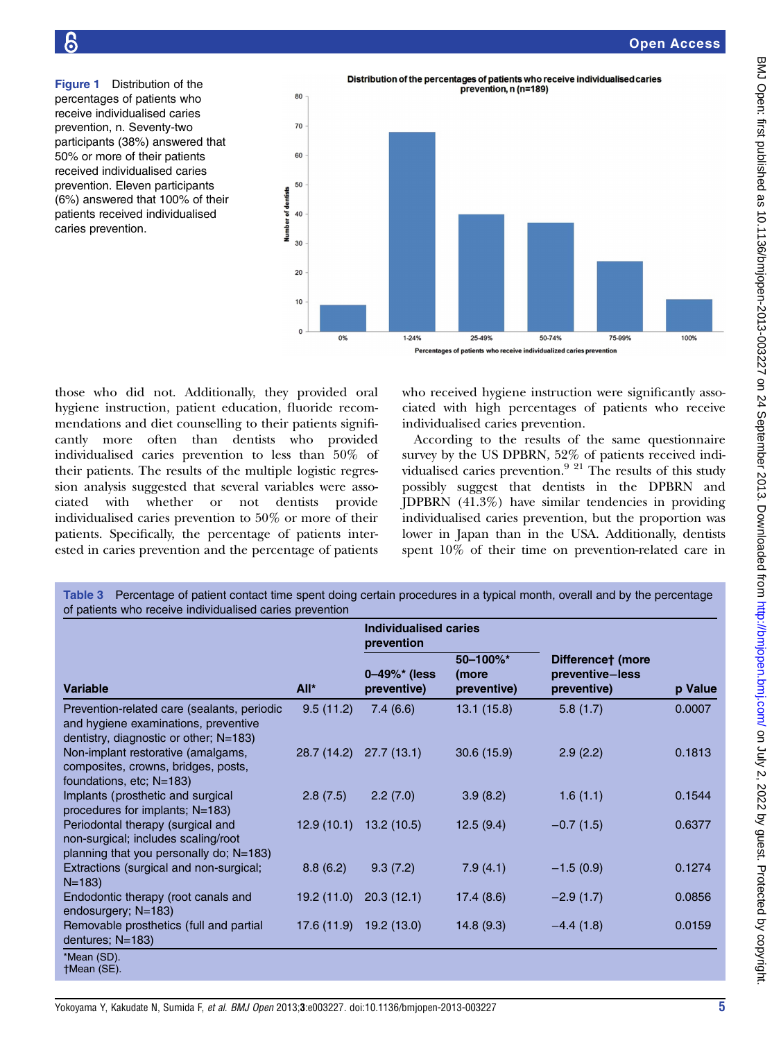**Figure 1** Distribution of the percentages of patients who receive individualised caries prevention, n. Seventy-two participants (38%) answered that 50% or more of their patients received individualised caries prevention. Eleven participants (6%) answered that 100% of their patients received individualised caries prevention.

those who did not. Additionally, they provided oral hygiene instruction, patient education, fluoride recommendations and diet counselling to their patients significantly more often than dentists who provided individualised caries prevention to less than 50% of their patients. The results of the multiple logistic regression analysis suggested that several variables were associated with whether or not dentists provide individualised caries prevention to 50% or more of their patients. Specifically, the percentage of patients interested in caries prevention and the percentage of patients who received hygiene instruction were significantly associated with high percentages of patients who receive individualised caries prevention.

According to the results of the same questionnaire survey by the US DPBRN, 52% of patients received individualised caries prevention.[9 21] The results of this study possibly suggest that dentists in the DPBRN and JDPBRN (41.3%) have similar tendencies in providing individualised caries prevention, but the proportion was lower in Japan than in the USA. Additionally, dentists spent 10% of their time on prevention-related care in

**Table 3** Percentage of patient contact time spent doing certain procedures in a typical month, overall and by the percentage of patients who receive individualised caries prevention

| Variable | All* | Individualised caries prevention | | Difference† (more preventive−less preventive) | p Value |
|---|---|---|---|---|---|
| | | 0–49%* (less preventive) | 50–100%* (more preventive) | | |
| Prevention-related care (sealants, periodic and hygiene examinations, preventive dentistry, diagnostic or other; N=183) | 9.5 (11.2) | 7.4 (6.6) | 13.1 (15.8) | 5.8 (1.7) | 0.0007 |
| Non-implant restorative (amalgams, composites, crowns, bridges, posts, foundations, etc; N=183) | 28.7 (14.2) | 27.7 (13.1) | 30.6 (15.9) | 2.9 (2.2) | 0.1813 |
| Implants (prosthetic and surgical procedures for implants; N=183) | 2.8 (7.5) | 2.2 (7.0) | 3.9 (8.2) | 1.6 (1.1) | 0.1544 |
| Periodontal therapy (surgical and non-surgical; includes scaling/root planning that you personally do; N=183) | 12.9 (10.1) | 13.2 (10.5) | 12.5 (9.4) | −0.7 (1.5) | 0.6377 |
| Extractions (surgical and non-surgical; N=183) | 8.8 (6.2) | 9.3 (7.2) | 7.9 (4.1) | −1.5 (0.9) | 0.1274 |
| Endodontic therapy (root canals and endosurgery; N=183) | 19.2 (11.0) | 20.3 (12.1) | 17.4 (8.6) | −2.9 (1.7) | 0.0856 |
| Removable prosthetics (full and partial dentures; N=183) | 17.6 (11.9) | 19.2 (13.0) | 14.8 (9.3) | −4.4 (1.8) | 0.0159 |

*Mean (SD).
†Mean (SE).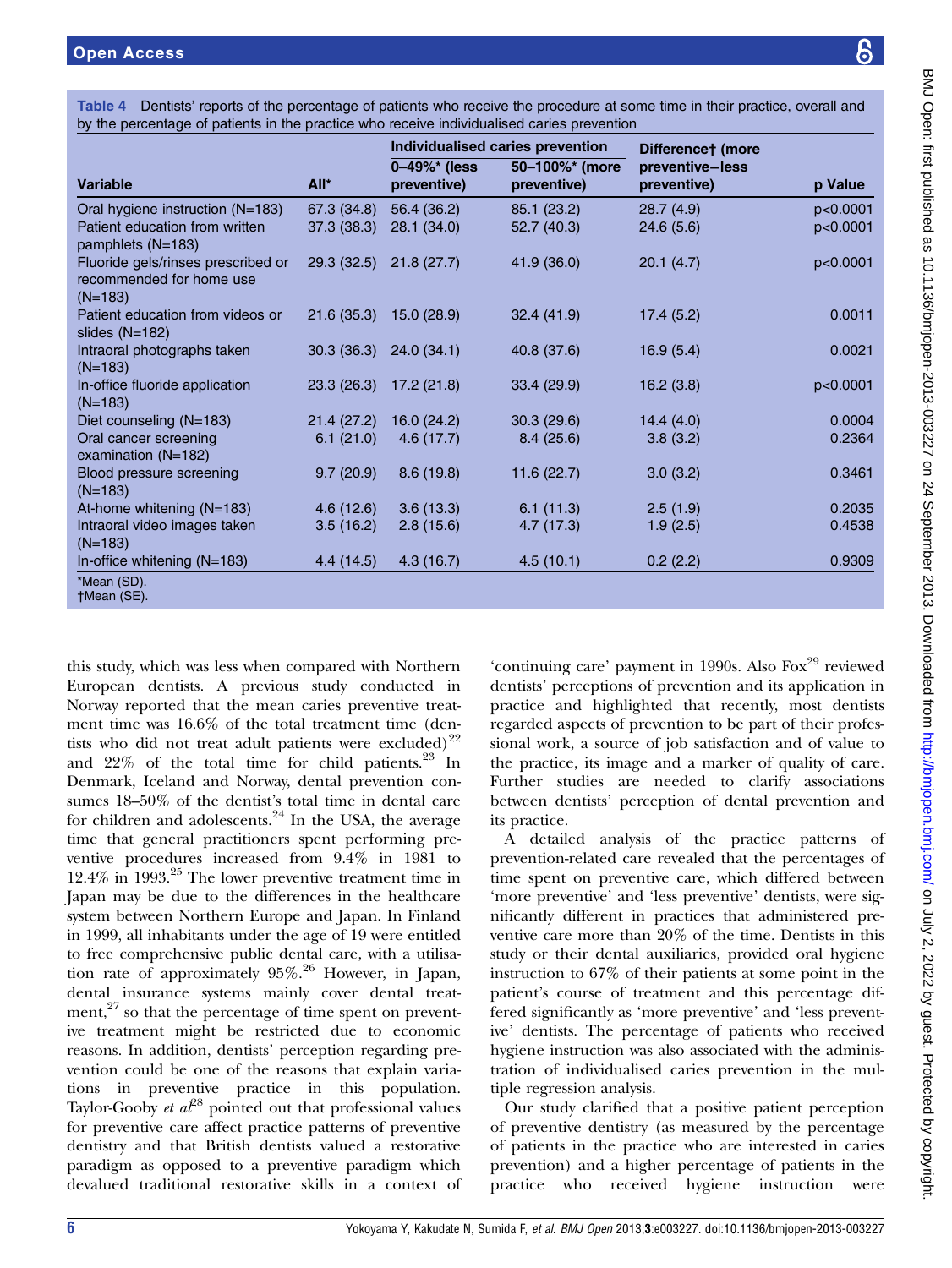**Table 4** Dentists' reports of the percentage of patients who receive the procedure at some time in their practice, overall and by the percentage of patients in the practice who receive individualised caries prevention

| Variable | All* | Individualised caries prevention | | Difference† (more preventive−less preventive) | p Value |
|---|---|---|---|---|---|
| | | 0–49%* (less preventive) | 50–100%* (more preventive) | | |
| Oral hygiene instruction (N=183) | 67.3 (34.8) | 56.4 (36.2) | 85.1 (23.2) | 28.7 (4.9) | p<0.0001 |
| Patient education from written pamphlets (N=183) | 37.3 (38.3) | 28.1 (34.0) | 52.7 (40.3) | 24.6 (5.6) | p<0.0001 |
| Fluoride gels/rinses prescribed or recommended for home use (N=183) | 29.3 (32.5) | 21.8 (27.7) | 41.9 (36.0) | 20.1 (4.7) | p<0.0001 |
| Patient education from videos or slides (N=182) | 21.6 (35.3) | 15.0 (28.9) | 32.4 (41.9) | 17.4 (5.2) | 0.0011 |
| Intraoral photographs taken (N=183) | 30.3 (36.3) | 24.0 (34.1) | 40.8 (37.6) | 16.9 (5.4) | 0.0021 |
| In-office fluoride application (N=183) | 23.3 (26.3) | 17.2 (21.8) | 33.4 (29.9) | 16.2 (3.8) | p<0.0001 |
| Diet counseling (N=183) | 21.4 (27.2) | 16.0 (24.2) | 30.3 (29.6) | 14.4 (4.0) | 0.0004 |
| Oral cancer screening examination (N=182) | 6.1 (21.0) | 4.6 (17.7) | 8.4 (25.6) | 3.8 (3.2) | 0.2364 |
| Blood pressure screening (N=183) | 9.7 (20.9) | 8.6 (19.8) | 11.6 (22.7) | 3.0 (3.2) | 0.3461 |
| At-home whitening (N=183) | 4.6 (12.6) | 3.6 (13.3) | 6.1 (11.3) | 2.5 (1.9) | 0.2035 |
| Intraoral video images taken (N=183) | 3.5 (16.2) | 2.8 (15.6) | 4.7 (17.3) | 1.9 (2.5) | 0.4538 |
| In-office whitening (N=183) | 4.4 (14.5) | 4.3 (16.7) | 4.5 (10.1) | 0.2 (2.2) | 0.9309 |

*Mean (SD).
†Mean (SE).

this study, which was less when compared with Northern European dentists. A previous study conducted in Norway reported that the mean caries preventive treatment time was 16.6% of the total treatment time (dentists who did not treat adult patients were excluded)[22] and 22% of the total time for child patients.[23] In Denmark, Iceland and Norway, dental prevention consumes 18–50% of the dentist's total time in dental care for children and adolescents.[24] In the USA, the average time that general practitioners spent performing preventive procedures increased from 9.4% in 1981 to 12.4% in 1993.[25] The lower preventive treatment time in Japan may be due to the differences in the healthcare system between Northern Europe and Japan. In Finland in 1999, all inhabitants under the age of 19 were entitled to free comprehensive public dental care, with a utilisation rate of approximately 95%.[26] However, in Japan, dental insurance systems mainly cover dental treatment,[27] so that the percentage of time spent on preventive treatment might be restricted due to economic reasons. In addition, dentists' perception regarding prevention could be one of the reasons that explain variations in preventive practice in this population. Taylor-Gooby *et al*[28] pointed out that professional values for preventive care affect practice patterns of preventive dentistry and that British dentists valued a restorative paradigm as opposed to a preventive paradigm which devalued traditional restorative skills in a context of 'continuing care' payment in 1990s. Also Fox[29] reviewed dentists' perceptions of prevention and its application in practice and highlighted that recently, most dentists regarded aspects of prevention to be part of their professional work, a source of job satisfaction and of value to the practice, its image and a marker of quality of care. Further studies are needed to clarify associations between dentists' perception of dental prevention and its practice.

A detailed analysis of the practice patterns of prevention-related care revealed that the percentages of time spent on preventive care, which differed between 'more preventive' and 'less preventive' dentists, were significantly different in practices that administered preventive care more than 20% of the time. Dentists in this study or their dental auxiliaries, provided oral hygiene instruction to 67% of their patients at some point in the patient's course of treatment and this percentage differed significantly as 'more preventive' and 'less preventive' dentists. The percentage of patients who received hygiene instruction was also associated with the administration of individualised caries prevention in the multiple regression analysis.

Our study clarified that a positive patient perception of preventive dentistry (as measured by the percentage of patients in the practice who are interested in caries prevention) and a higher percentage of patients in the practice who received hygiene instruction were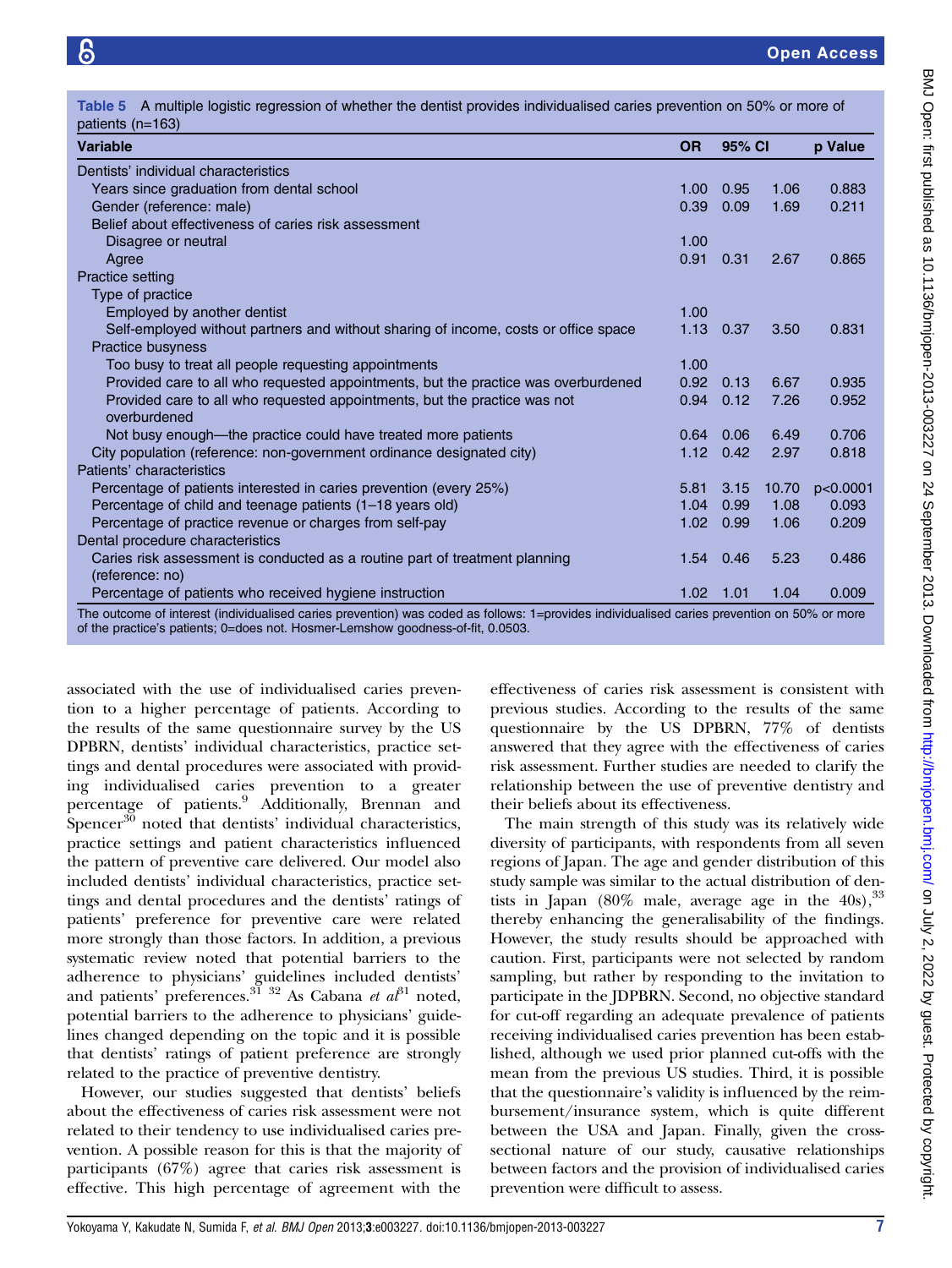**Table 5** A multiple logistic regression of whether the dentist provides individualised caries prevention on 50% or more of patients (n=163)

| Variable | OR | 95% CI | | p Value |
|---|---|---|---|---|
| Dentists' individual characteristics | | | | |
| Years since graduation from dental school | 1.00 | 0.95 | 1.06 | 0.883 |
| Gender (reference: male) | 0.39 | 0.09 | 1.69 | 0.211 |
| Belief about effectiveness of caries risk assessment | | | | |
| Disagree or neutral | 1.00 | | | |
| Agree | 0.91 | 0.31 | 2.67 | 0.865 |
| Practice setting | | | | |
| Type of practice | | | | |
| Employed by another dentist | 1.00 | | | |
| Self-employed without partners and without sharing of income, costs or office space | 1.13 | 0.37 | 3.50 | 0.831 |
| Practice busyness | | | | |
| Too busy to treat all people requesting appointments | 1.00 | | | |
| Provided care to all who requested appointments, but the practice was overburdened | 0.92 | 0.13 | 6.67 | 0.935 |
| Provided care to all who requested appointments, but the practice was not overburdened | 0.94 | 0.12 | 7.26 | 0.952 |
| Not busy enough—the practice could have treated more patients | 0.64 | 0.06 | 6.49 | 0.706 |
| City population (reference: non-government ordinance designated city) | 1.12 | 0.42 | 2.97 | 0.818 |
| Patients' characteristics | | | | |
| Percentage of patients interested in caries prevention (every 25%) | 5.81 | 3.15 | 10.70 | p<0.0001 |
| Percentage of child and teenage patients (1–18 years old) | 1.04 | 0.99 | 1.08 | 0.093 |
| Percentage of practice revenue or charges from self-pay | 1.02 | 0.99 | 1.06 | 0.209 |
| Dental procedure characteristics | | | | |
| Caries risk assessment is conducted as a routine part of treatment planning (reference: no) | 1.54 | 0.46 | 5.23 | 0.486 |
| Percentage of patients who received hygiene instruction | 1.02 | 1.01 | 1.04 | 0.009 |

The outcome of interest (individualised caries prevention) was coded as follows: 1=provides individualised caries prevention on 50% or more of the practice's patients; 0=does not. Hosmer-Lemshow goodness-of-fit, 0.0503.

associated with the use of individualised caries prevention to a higher percentage of patients. According to the results of the same questionnaire survey by the US DPBRN, dentists' individual characteristics, practice settings and dental procedures were associated with providing individualised caries prevention to a greater percentage of patients.[9] Additionally, Brennan and Spencer[30] noted that dentists' individual characteristics, practice settings and patient characteristics influenced the pattern of preventive care delivered. Our model also included dentists' individual characteristics, practice settings and dental procedures and the dentists' ratings of patients' preference for preventive care were related more strongly than those factors. In addition, a previous systematic review noted that potential barriers to the adherence to physicians' guidelines included dentists' and patients' preferences.[31 32] As Cabana *et al*[31] noted, potential barriers to the adherence to physicians' guidelines changed depending on the topic and it is possible that dentists' ratings of patient preference are strongly related to the practice of preventive dentistry.

However, our studies suggested that dentists' beliefs about the effectiveness of caries risk assessment were not related to their tendency to use individualised caries prevention. A possible reason for this is that the majority of participants (67%) agree that caries risk assessment is effective. This high percentage of agreement with the effectiveness of caries risk assessment is consistent with previous studies. According to the results of the same questionnaire by the US DPBRN, 77% of dentists answered that they agree with the effectiveness of caries risk assessment. Further studies are needed to clarify the relationship between the use of preventive dentistry and their beliefs about its effectiveness.

The main strength of this study was its relatively wide diversity of participants, with respondents from all seven regions of Japan. The age and gender distribution of this study sample was similar to the actual distribution of dentists in Japan (80% male, average age in the 40s),[33] thereby enhancing the generalisability of the findings. However, the study results should be approached with caution. First, participants were not selected by random sampling, but rather by responding to the invitation to participate in the JDPBRN. Second, no objective standard for cut-off regarding an adequate prevalence of patients receiving individualised caries prevention has been established, although we used prior planned cut-offs with the mean from the previous US studies. Third, it is possible that the questionnaire's validity is influenced by the reimbursement/insurance system, which is quite different between the USA and Japan. Finally, given the cross-sectional nature of our study, causative relationships between factors and the provision of individualised caries prevention were difficult to assess.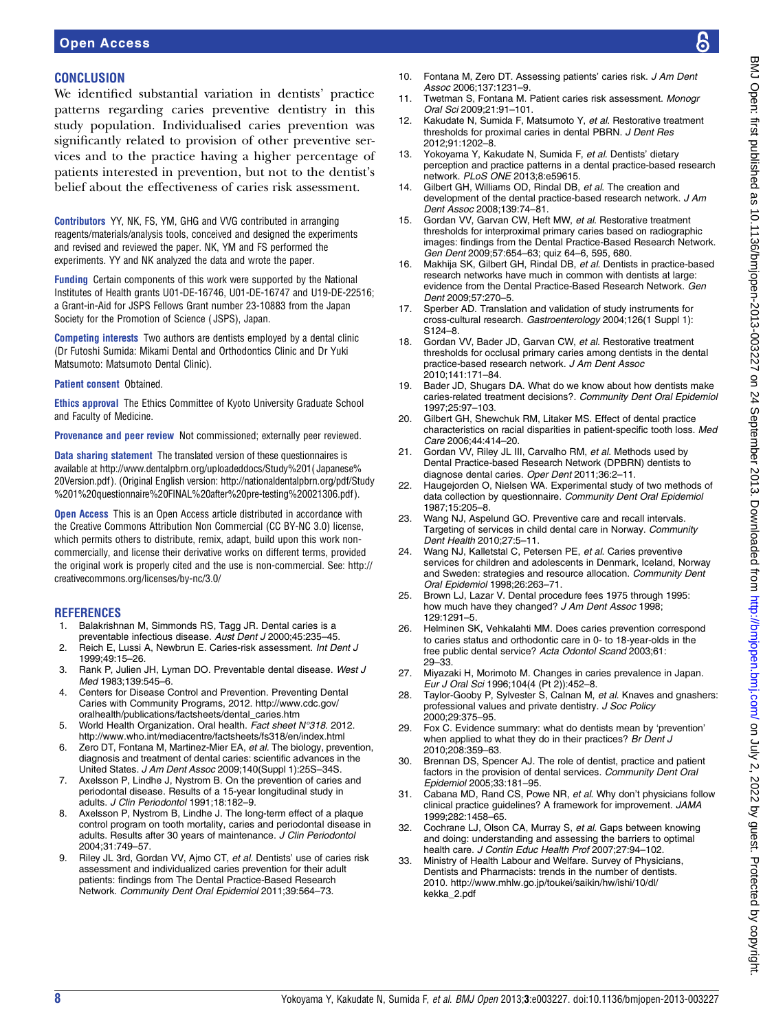## CONCLUSION

We identified substantial variation in dentists' practice patterns regarding caries preventive dentistry in this study population. Individualised caries prevention was significantly related to provision of other preventive services and to the practice having a higher percentage of patients interested in prevention, but not to the dentist's belief about the effectiveness of caries risk assessment.

**Contributors** YY, NK, FS, YM, GHG and VVG contributed in arranging reagents/materials/analysis tools, conceived and designed the experiments and revised and reviewed the paper. NK, YM and FS performed the experiments. YY and NK analyzed the data and wrote the paper.

**Funding** Certain components of this work were supported by the National Institutes of Health grants U01-DE-16746, U01-DE-16747 and U19-DE-22516; a Grant-in-Aid for JSPS Fellows Grant number 23-10883 from the Japan Society for the Promotion of Science (JSPS), Japan.

**Competing interests** Two authors are dentists employed by a dental clinic (Dr Futoshi Sumida: Mikami Dental and Orthodontics Clinic and Dr Yuki Matsumoto: Matsumoto Dental Clinic).

**Patient consent** Obtained.

**Ethics approval** The Ethics Committee of Kyoto University Graduate School and Faculty of Medicine.

**Provenance and peer review** Not commissioned; externally peer reviewed.

**Data sharing statement** The translated version of these questionnaires is available at http://www.dentalpbrn.org/uploadeddocs/Study%201(Japanese%20Version.pdf). (Original English version: http://nationaldentalpbrn.org/pdf/Study%201%20questionnaire%20FINAL%20after%20pre-testing%20021306.pdf).

**Open Access** This is an Open Access article distributed in accordance with the Creative Commons Attribution Non Commercial (CC BY-NC 3.0) license, which permits others to distribute, remix, adapt, build upon this work non-commercially, and license their derivative works on different terms, provided the original work is properly cited and the use is non-commercial. See: http://creativecommons.org/licenses/by-nc/3.0/

## REFERENCES

1. Balakrishnan M, Simmonds RS, Tagg JR. Dental caries is a preventable infectious disease. *Aust Dent J* 2000;45:235–45.
2. Reich E, Lussi A, Newbrun E. Caries-risk assessment. *Int Dent J* 1999;49:15–26.
3. Rank P, Julien JH, Lyman DO. Preventable dental disease. *West J Med* 1983;139:545–6.
4. Centers for Disease Control and Prevention. Preventing Dental Caries with Community Programs, 2012. http://www.cdc.gov/oralhealth/publications/factsheets/dental_caries.htm
5. World Health Organization. Oral health. *Fact sheet N°318*. 2012. http://www.who.int/mediacentre/factsheets/fs318/en/index.html
6. Zero DT, Fontana M, Martinez-Mier EA, *et al*. The biology, prevention, diagnosis and treatment of dental caries: scientific advances in the United States. *J Am Dent Assoc* 2009;140(Suppl 1):25S–34S.
7. Axelsson P, Lindhe J, Nystrom B. On the prevention of caries and periodontal disease. Results of a 15-year longitudinal study in adults. *J Clin Periodontol* 1991;18:182–9.
8. Axelsson P, Nystrom B, Lindhe J. The long-term effect of a plaque control program on tooth mortality, caries and periodontal disease in adults. Results after 30 years of maintenance. *J Clin Periodontol* 2004;31:749–57.
9. Riley JL 3rd, Gordan VV, Ajmo CT, *et al*. Dentists' use of caries risk assessment and individualized caries prevention for their adult patients: findings from The Dental Practice-Based Research Network. *Community Dent Oral Epidemiol* 2011;39:564–73.
10. Fontana M, Zero DT. Assessing patients' caries risk. *J Am Dent Assoc* 2006;137:1231–9.
11. Twetman S, Fontana M. Patient caries risk assessment. *Monogr Oral Sci* 2009;21:91–101.
12. Kakudate N, Sumida F, Matsumoto Y, *et al*. Restorative treatment thresholds for proximal caries in dental PBRN. *J Dent Res* 2012;91:1202–8.
13. Yokoyama Y, Kakudate N, Sumida F, *et al*. Dentists' dietary perception and practice patterns in a dental practice-based research network. *PLoS ONE* 2013;8:e59615.
14. Gilbert GH, Williams OD, Rindal DB, *et al*. The creation and development of the dental practice-based research network. *J Am Dent Assoc* 2008;139:74–81.
15. Gordan VV, Garvan CW, Heft MW, *et al*. Restorative treatment thresholds for interproximal primary caries based on radiographic images: findings from the Dental Practice-Based Research Network. *Gen Dent* 2009;57:654–63; quiz 64–6, 595, 680.
16. Makhija SK, Gilbert GH, Rindal DB, *et al*. Dentists in practice-based research networks have much in common with dentists at large: evidence from the Dental Practice-Based Research Network. *Gen Dent* 2009;57:270–5.
17. Sperber AD. Translation and validation of study instruments for cross-cultural research. *Gastroenterology* 2004;126(1 Suppl 1):S124–8.
18. Gordan VV, Bader JD, Garvan CW, *et al*. Restorative treatment thresholds for occlusal primary caries among dentists in the dental practice-based research network. *J Am Dent Assoc* 2010;141:171–84.
19. Bader JD, Shugars DA. What do we know about how dentists make caries-related treatment decisions?. *Community Dent Oral Epidemiol* 1997;25:97–103.
20. Gilbert GH, Shewchuk RM, Litaker MS. Effect of dental practice characteristics on racial disparities in patient-specific tooth loss. *Med Care* 2006;44:414–20.
21. Gordan VV, Riley JL III, Carvalho RM, *et al*. Methods used by Dental Practice-based Research Network (DPBRN) dentists to diagnose dental caries. *Oper Dent* 2011;36:2–11.
22. Haugejorden O, Nielsen WA. Experimental study of two methods of data collection by questionnaire. *Community Dent Oral Epidemiol* 1987;15:205–8.
23. Wang NJ, Aspelund GO. Preventive care and recall intervals. Targeting of services in child dental care in Norway. *Community Dent Health* 2010;27:5–11.
24. Wang NJ, Kalletstal C, Petersen PE, *et al*. Caries preventive services for children and adolescents in Denmark, Iceland, Norway and Sweden: strategies and resource allocation. *Community Dent Oral Epidemiol* 1998;26:263–71.
25. Brown LJ, Lazar V. Dental procedure fees 1975 through 1995: how much have they changed? *J Am Dent Assoc* 1998;129:1291–5.
26. Helminen SK, Vehkalahti MM. Does caries prevention correspond to caries status and orthodontic care in 0- to 18-year-olds in the free public dental service? *Acta Odontol Scand* 2003;61:29–33.
27. Miyazaki H, Morimoto M. Changes in caries prevalence in Japan. *Eur J Oral Sci* 1996;104(4 (Pt 2)):452–8.
28. Taylor-Gooby P, Sylvester S, Calnan M, *et al*. Knaves and gnashers: professional values and private dentistry. *J Soc Policy* 2000;29:375–95.
29. Fox C. Evidence summary: what do dentists mean by 'prevention' when applied to what they do in their practices? *Br Dent J* 2010;208:359–63.
30. Brennan DS, Spencer AJ. The role of dentist, practice and patient factors in the provision of dental services. *Community Dent Oral Epidemiol* 2005;33:181–95.
31. Cabana MD, Rand CS, Powe NR, *et al*. Why don't physicians follow clinical practice guidelines? A framework for improvement. *JAMA* 1999;282:1458–65.
32. Cochrane LJ, Olson CA, Murray S, *et al*. Gaps between knowing and doing: understanding and assessing the barriers to optimal health care. *J Contin Educ Health Prof* 2007;27:94–102.
33. Ministry of Health Labour and Welfare. Survey of Physicians, Dentists and Pharmacists: trends in the number of dentists. 2010. http://www.mhlw.go.jp/toukei/saikin/hw/ishi/10/dl/kekka_2.pdf